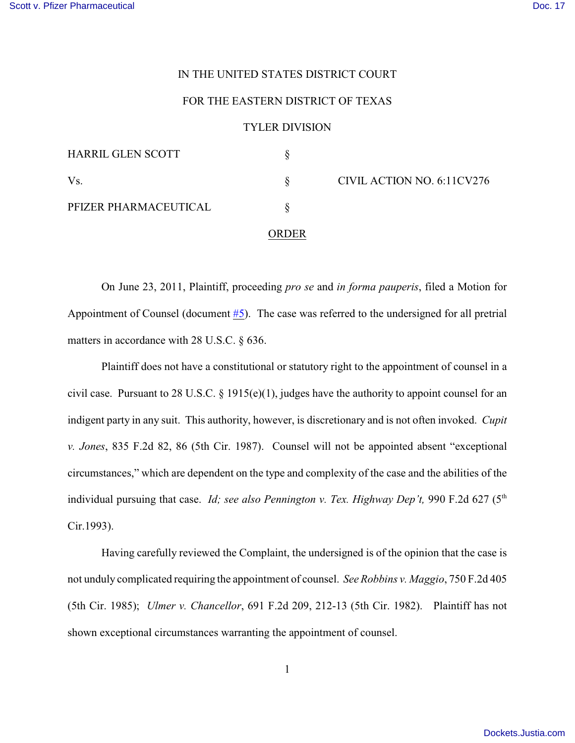IN THE UNITED STATES DISTRICT COURT

FOR THE EASTERN DISTRICT OF TEXAS

TYLER DIVISION

| | | |
|---|---|---|
| HARRIL GLEN SCOTT | § | |
| Vs. | § | CIVIL ACTION NO. 6:11CV276 |
| PFIZER PHARMACEUTICAL | § | |

ORDER

On June 23, 2011, Plaintiff, proceeding *pro se* and *in forma pauperis*, filed a Motion for Appointment of Counsel (document #5). The case was referred to the undersigned for all pretrial matters in accordance with 28 U.S.C. § 636.

Plaintiff does not have a constitutional or statutory right to the appointment of counsel in a civil case. Pursuant to 28 U.S.C. § 1915(e)(1), judges have the authority to appoint counsel for an indigent party in any suit. This authority, however, is discretionary and is not often invoked. *Cupit v. Jones*, 835 F.2d 82, 86 (5th Cir. 1987). Counsel will not be appointed absent "exceptional circumstances," which are dependent on the type and complexity of the case and the abilities of the individual pursuing that case. *Id; see also Pennington v. Tex. Highway Dep't,* 990 F.2d 627 (5th Cir.1993).

Having carefully reviewed the Complaint, the undersigned is of the opinion that the case is not unduly complicated requiring the appointment of counsel. *See Robbins v. Maggio*, 750 F.2d 405 (5th Cir. 1985); *Ulmer v. Chancellor*, 691 F.2d 209, 212-13 (5th Cir. 1982). Plaintiff has not shown exceptional circumstances warranting the appointment of counsel.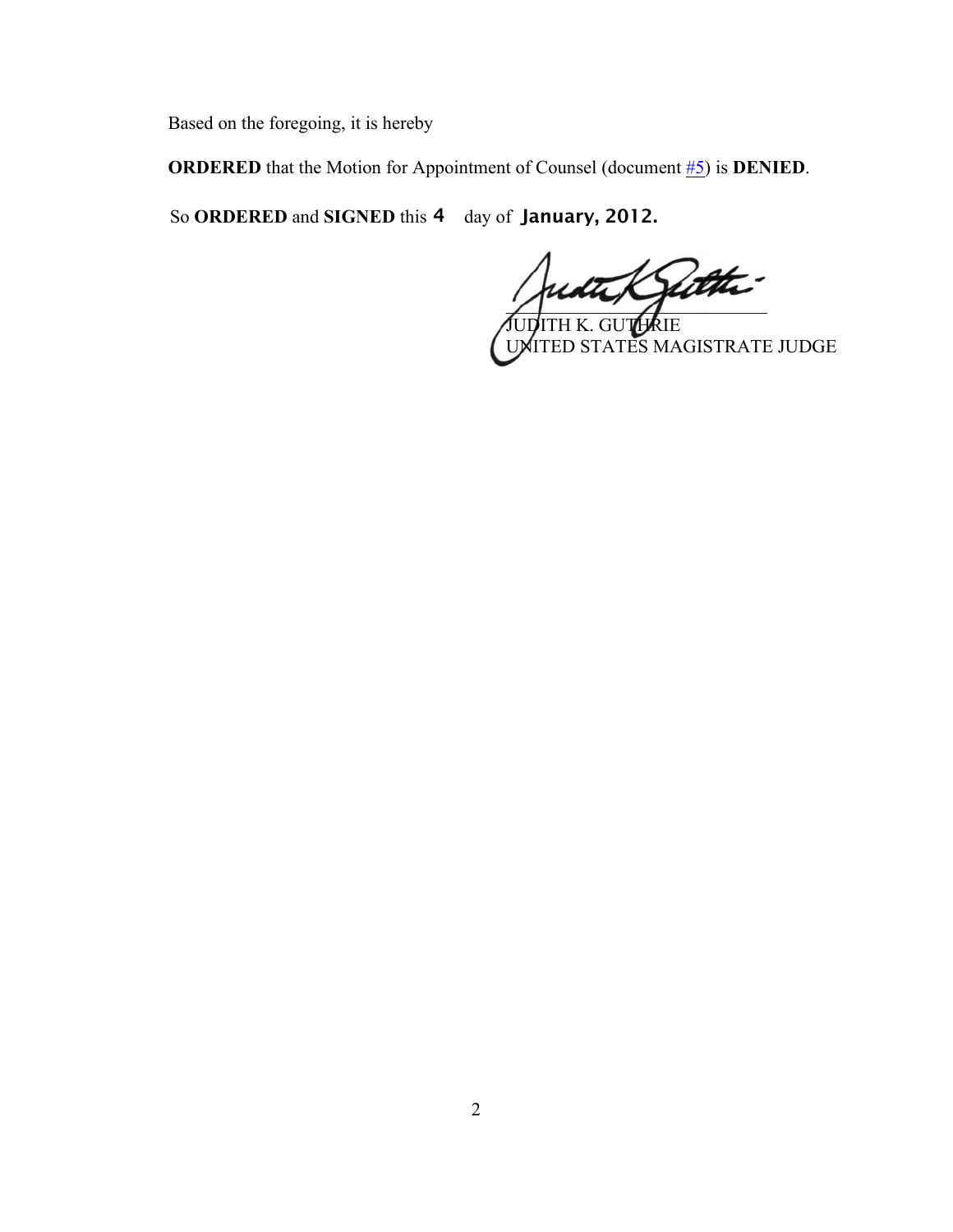Based on the foregoing, it is hereby

**ORDERED** that the Motion for Appointment of Counsel (document #5) is **DENIED**.

So **ORDERED** and **SIGNED** this **4** day of **January, 2012.**

JUDITH K. GUTHRIE
UNITED STATES MAGISTRATE JUDGE